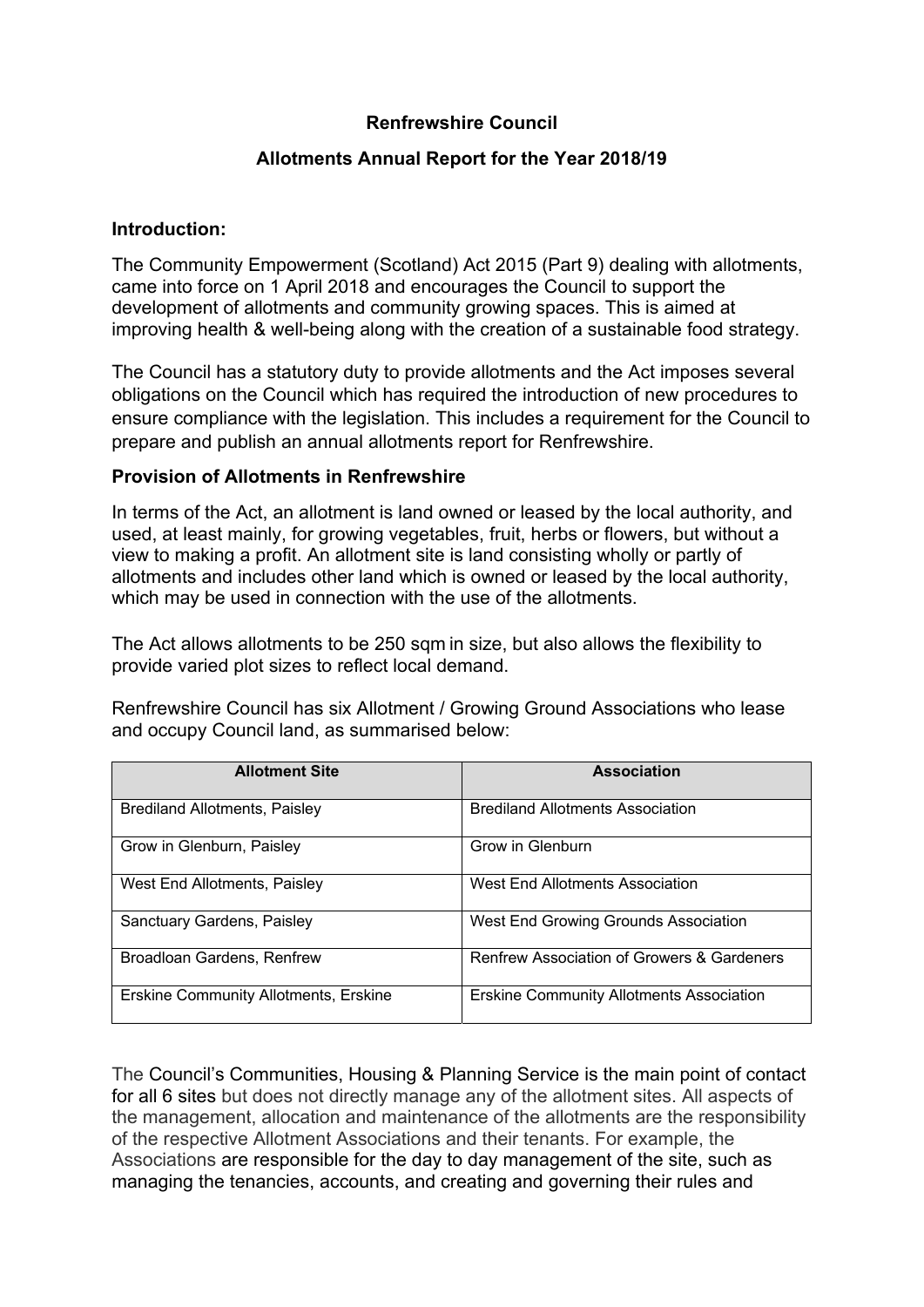**Renfrewshire Council**

**Allotments Annual Report for the Year 2018/19**

**Introduction:**

The Community Empowerment (Scotland) Act 2015 (Part 9) dealing with allotments, came into force on 1 April 2018 and encourages the Council to support the development of allotments and community growing spaces. This is aimed at improving health & well-being along with the creation of a sustainable food strategy.

The Council has a statutory duty to provide allotments and the Act imposes several obligations on the Council which has required the introduction of new procedures to ensure compliance with the legislation. This includes a requirement for the Council to prepare and publish an annual allotments report for Renfrewshire.

**Provision of Allotments in Renfrewshire**

In terms of the Act, an allotment is land owned or leased by the local authority, and used, at least mainly, for growing vegetables, fruit, herbs or flowers, but without a view to making a profit. An allotment site is land consisting wholly or partly of allotments and includes other land which is owned or leased by the local authority, which may be used in connection with the use of the allotments.

The Act allows allotments to be 250 sqm in size, but also allows the flexibility to provide varied plot sizes to reflect local demand.

Renfrewshire Council has six Allotment / Growing Ground Associations who lease and occupy Council land, as summarised below:

| Allotment Site | Association |
|---|---|
| Brediland Allotments, Paisley | Brediland Allotments Association |
| Grow in Glenburn, Paisley | Grow in Glenburn |
| West End Allotments, Paisley | West End Allotments Association |
| Sanctuary Gardens, Paisley | West End Growing Grounds Association |
| Broadloan Gardens, Renfrew | Renfrew Association of Growers & Gardeners |
| Erskine Community Allotments, Erskine | Erskine Community Allotments Association |

The Council's Communities, Housing & Planning Service is the main point of contact for all 6 sites but does not directly manage any of the allotment sites. All aspects of the management, allocation and maintenance of the allotments are the responsibility of the respective Allotment Associations and their tenants. For example, the Associations are responsible for the day to day management of the site, such as managing the tenancies, accounts, and creating and governing their rules and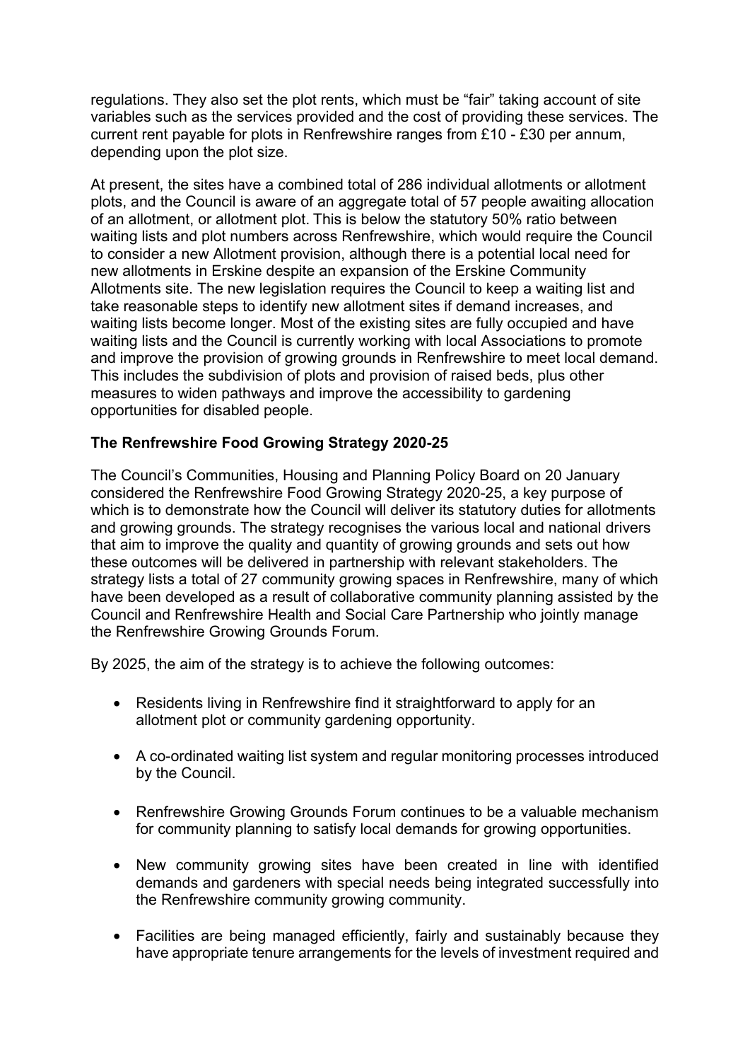regulations. They also set the plot rents, which must be "fair" taking account of site variables such as the services provided and the cost of providing these services. The current rent payable for plots in Renfrewshire ranges from £10 - £30 per annum, depending upon the plot size.

At present, the sites have a combined total of 286 individual allotments or allotment plots, and the Council is aware of an aggregate total of 57 people awaiting allocation of an allotment, or allotment plot. This is below the statutory 50% ratio between waiting lists and plot numbers across Renfrewshire, which would require the Council to consider a new Allotment provision, although there is a potential local need for new allotments in Erskine despite an expansion of the Erskine Community Allotments site. The new legislation requires the Council to keep a waiting list and take reasonable steps to identify new allotment sites if demand increases, and waiting lists become longer. Most of the existing sites are fully occupied and have waiting lists and the Council is currently working with local Associations to promote and improve the provision of growing grounds in Renfrewshire to meet local demand. This includes the subdivision of plots and provision of raised beds, plus other measures to widen pathways and improve the accessibility to gardening opportunities for disabled people.

**The Renfrewshire Food Growing Strategy 2020-25**

The Council's Communities, Housing and Planning Policy Board on 20 January considered the Renfrewshire Food Growing Strategy 2020-25, a key purpose of which is to demonstrate how the Council will deliver its statutory duties for allotments and growing grounds. The strategy recognises the various local and national drivers that aim to improve the quality and quantity of growing grounds and sets out how these outcomes will be delivered in partnership with relevant stakeholders. The strategy lists a total of 27 community growing spaces in Renfrewshire, many of which have been developed as a result of collaborative community planning assisted by the Council and Renfrewshire Health and Social Care Partnership who jointly manage the Renfrewshire Growing Grounds Forum.

By 2025, the aim of the strategy is to achieve the following outcomes:

- Residents living in Renfrewshire find it straightforward to apply for an allotment plot or community gardening opportunity.
- A co-ordinated waiting list system and regular monitoring processes introduced by the Council.
- Renfrewshire Growing Grounds Forum continues to be a valuable mechanism for community planning to satisfy local demands for growing opportunities.
- New community growing sites have been created in line with identified demands and gardeners with special needs being integrated successfully into the Renfrewshire community growing community.
- Facilities are being managed efficiently, fairly and sustainably because they have appropriate tenure arrangements for the levels of investment required and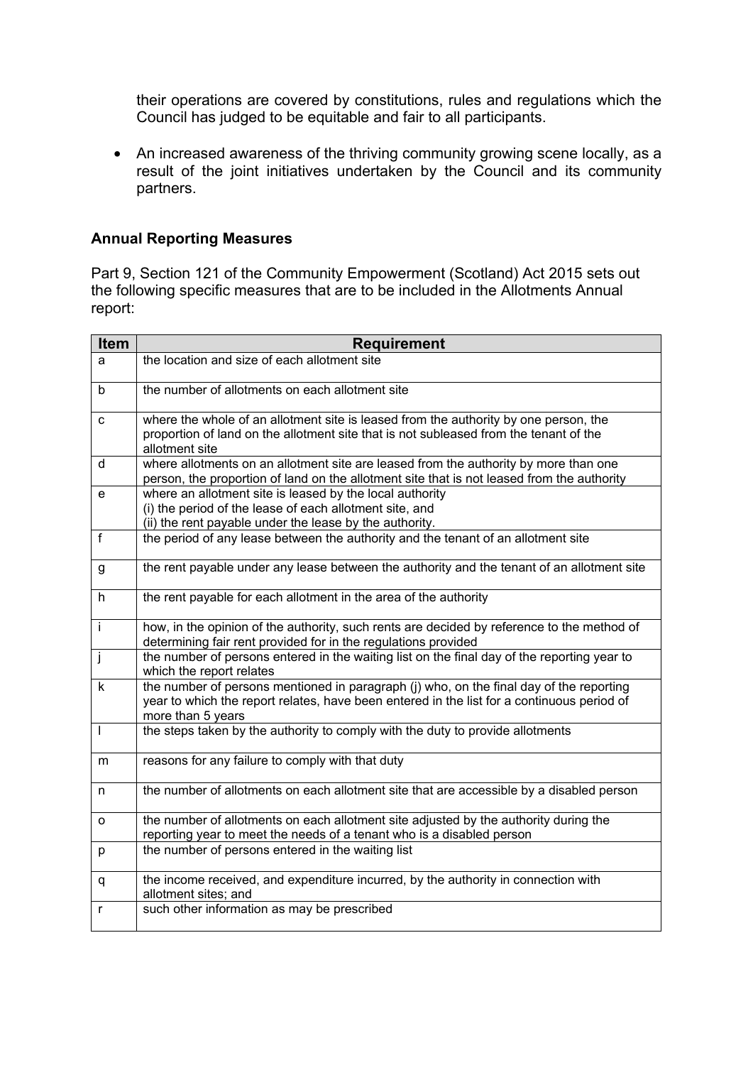their operations are covered by constitutions, rules and regulations which the Council has judged to be equitable and fair to all participants.

- An increased awareness of the thriving community growing scene locally, as a result of the joint initiatives undertaken by the Council and its community partners.

**Annual Reporting Measures**

Part 9, Section 121 of the Community Empowerment (Scotland) Act 2015 sets out the following specific measures that are to be included in the Allotments Annual report:

| Item | Requirement |
|---|---|
| a | the location and size of each allotment site |
| b | the number of allotments on each allotment site |
| c | where the whole of an allotment site is leased from the authority by one person, the proportion of land on the allotment site that is not subleased from the tenant of the allotment site |
| d | where allotments on an allotment site are leased from the authority by more than one person, the proportion of land on the allotment site that is not leased from the authority |
| e | where an allotment site is leased by the local authority<br>(i) the period of the lease of each allotment site, and<br>(ii) the rent payable under the lease by the authority. |
| f | the period of any lease between the authority and the tenant of an allotment site |
| g | the rent payable under any lease between the authority and the tenant of an allotment site |
| h | the rent payable for each allotment in the area of the authority |
| i | how, in the opinion of the authority, such rents are decided by reference to the method of determining fair rent provided for in the regulations provided |
| j | the number of persons entered in the waiting list on the final day of the reporting year to which the report relates |
| k | the number of persons mentioned in paragraph (j) who, on the final day of the reporting year to which the report relates, have been entered in the list for a continuous period of more than 5 years |
| l | the steps taken by the authority to comply with the duty to provide allotments |
| m | reasons for any failure to comply with that duty |
| n | the number of allotments on each allotment site that are accessible by a disabled person |
| o | the number of allotments on each allotment site adjusted by the authority during the reporting year to meet the needs of a tenant who is a disabled person |
| p | the number of persons entered in the waiting list |
| q | the income received, and expenditure incurred, by the authority in connection with allotment sites; and |
| r | such other information as may be prescribed |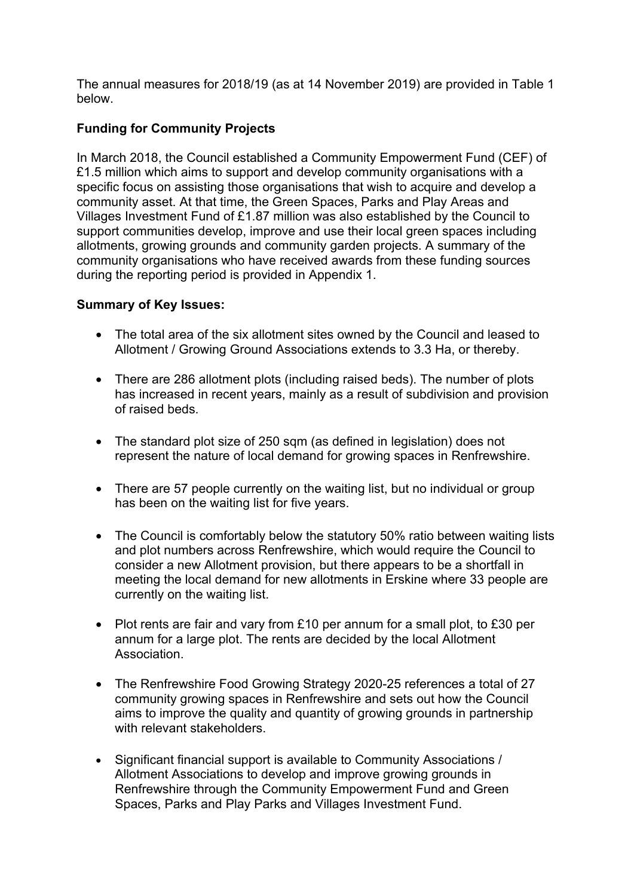The annual measures for 2018/19 (as at 14 November 2019) are provided in Table 1 below.

**Funding for Community Projects**

In March 2018, the Council established a Community Empowerment Fund (CEF) of £1.5 million which aims to support and develop community organisations with a specific focus on assisting those organisations that wish to acquire and develop a community asset. At that time, the Green Spaces, Parks and Play Areas and Villages Investment Fund of £1.87 million was also established by the Council to support communities develop, improve and use their local green spaces including allotments, growing grounds and community garden projects. A summary of the community organisations who have received awards from these funding sources during the reporting period is provided in Appendix 1.

**Summary of Key Issues:**

- The total area of the six allotment sites owned by the Council and leased to Allotment / Growing Ground Associations extends to 3.3 Ha, or thereby.
- There are 286 allotment plots (including raised beds). The number of plots has increased in recent years, mainly as a result of subdivision and provision of raised beds.
- The standard plot size of 250 sqm (as defined in legislation) does not represent the nature of local demand for growing spaces in Renfrewshire.
- There are 57 people currently on the waiting list, but no individual or group has been on the waiting list for five years.
- The Council is comfortably below the statutory 50% ratio between waiting lists and plot numbers across Renfrewshire, which would require the Council to consider a new Allotment provision, but there appears to be a shortfall in meeting the local demand for new allotments in Erskine where 33 people are currently on the waiting list.
- Plot rents are fair and vary from £10 per annum for a small plot, to £30 per annum for a large plot. The rents are decided by the local Allotment Association.
- The Renfrewshire Food Growing Strategy 2020-25 references a total of 27 community growing spaces in Renfrewshire and sets out how the Council aims to improve the quality and quantity of growing grounds in partnership with relevant stakeholders.
- Significant financial support is available to Community Associations / Allotment Associations to develop and improve growing grounds in Renfrewshire through the Community Empowerment Fund and Green Spaces, Parks and Play Parks and Villages Investment Fund.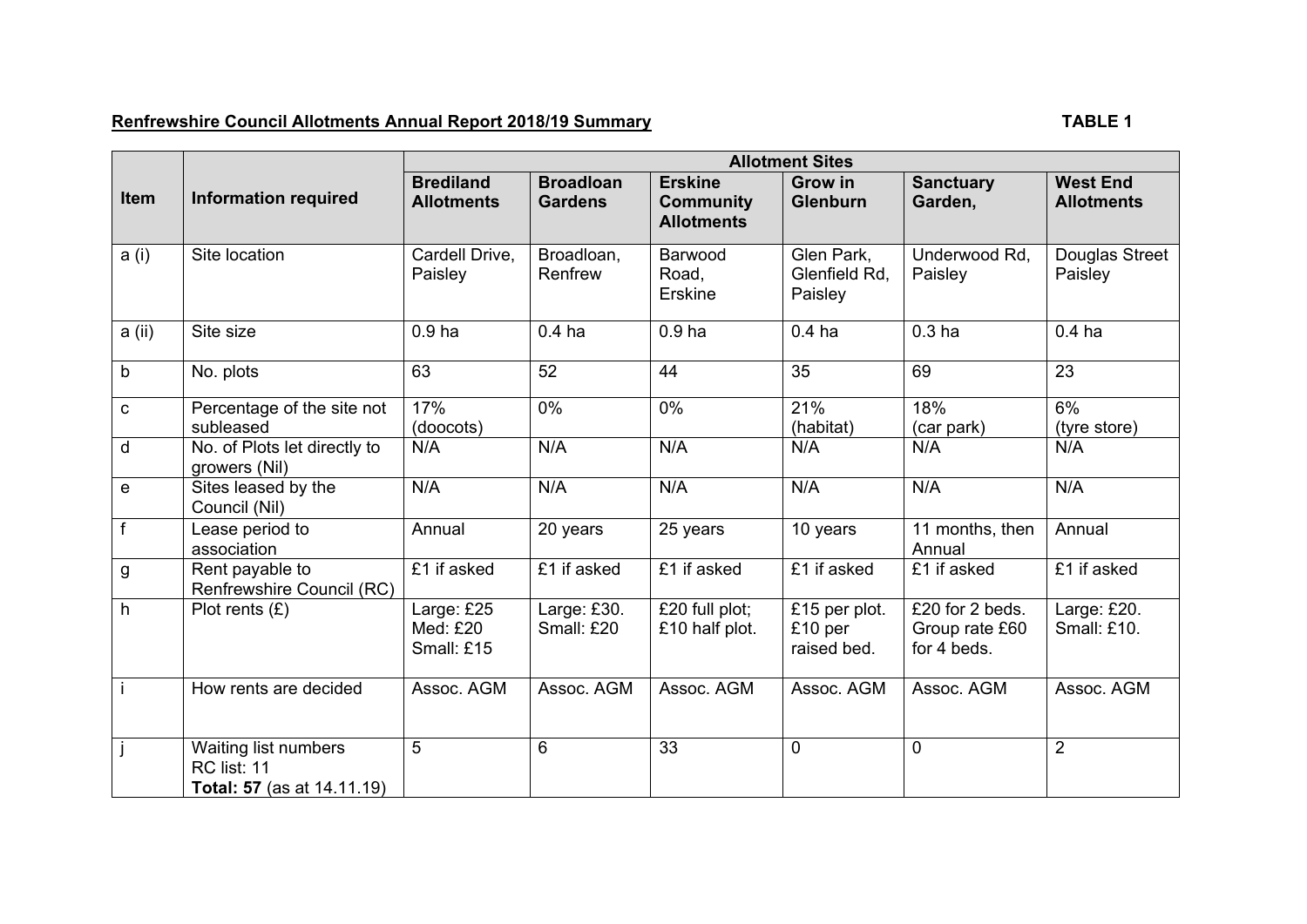**Renfrewshire Council Allotments Annual Report 2018/19 Summary** **TABLE 1**

| Item | Information required | Allotment Sites | | | | | |
|---|---|---|---|---|---|---|---|
| | | **Brediland Allotments** | **Broadloan Gardens** | **Erskine Community Allotments** | **Grow in Glenburn** | **Sanctuary Garden,** | **West End Allotments** |
| a (i) | Site location | Cardell Drive, Paisley | Broadloan, Renfrew | Barwood Road, Erskine | Glen Park, Glenfield Rd, Paisley | Underwood Rd, Paisley | Douglas Street Paisley |
| a (ii) | Site size | 0.9 ha | 0.4 ha | 0.9 ha | 0.4 ha | 0.3 ha | 0.4 ha |
| b | No. plots | 63 | 52 | 44 | 35 | 69 | 23 |
| c | Percentage of the site not subleased | 17% (doocots) | 0% | 0% | 21% (habitat) | 18% (car park) | 6% (tyre store) |
| d | No. of Plots let directly to growers (Nil) | N/A | N/A | N/A | N/A | N/A | N/A |
| e | Sites leased by the Council (Nil) | N/A | N/A | N/A | N/A | N/A | N/A |
| f | Lease period to association | Annual | 20 years | 25 years | 10 years | 11 months, then Annual | Annual |
| g | Rent payable to Renfrewshire Council (RC) | £1 if asked | £1 if asked | £1 if asked | £1 if asked | £1 if asked | £1 if asked |
| h | Plot rents (£) | Large: £25 Med: £20 Small: £15 | Large: £30. Small: £20 | £20 full plot; £10 half plot. | £15 per plot. £10 per raised bed. | £20 for 2 beds. Group rate £60 for 4 beds. | Large: £20. Small: £10. |
| i | How rents are decided | Assoc. AGM | Assoc. AGM | Assoc. AGM | Assoc. AGM | Assoc. AGM | Assoc. AGM |
| j | Waiting list numbers RC list: 11 **Total: 57** (as at 14.11.19) | 5 | 6 | 33 | 0 | 0 | 2 |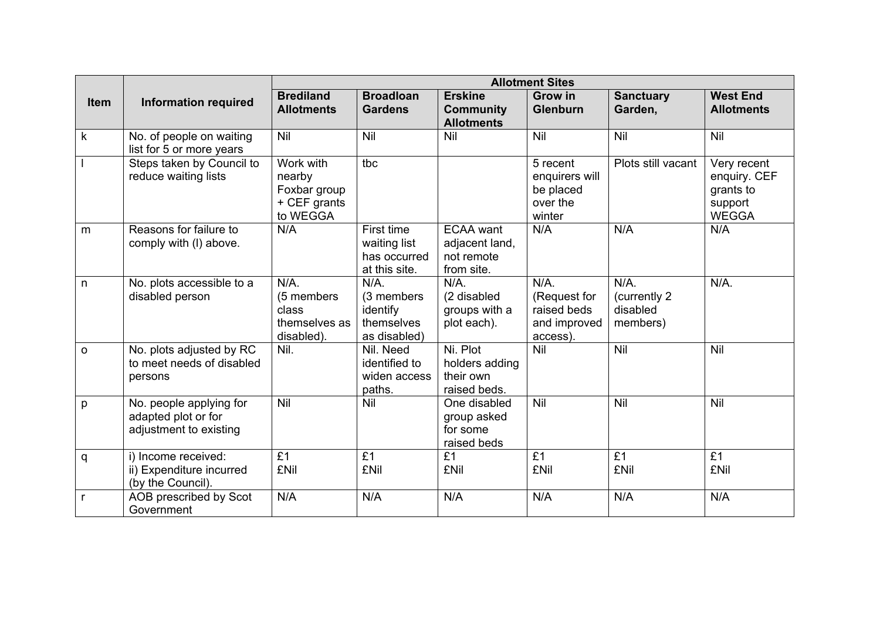| Item | Information required | Allotment Sites | | | | | |
|---|---|---|---|---|---|---|---|
| | | **Brediland Allotments** | **Broadloan Gardens** | **Erskine Community Allotments** | **Grow in Glenburn** | **Sanctuary Garden,** | **West End Allotments** |
| k | No. of people on waiting list for 5 or more years | Nil | Nil | Nil | Nil | Nil | Nil |
| l | Steps taken by Council to reduce waiting lists | Work with nearby Foxbar group + CEF grants to WEGGA | tbc | | 5 recent enquirers will be placed over the winter | Plots still vacant | Very recent enquiry. CEF grants to support WEGGA |
| m | Reasons for failure to comply with (l) above. | N/A | First time waiting list has occurred at this site. | ECAA want adjacent land, not remote from site. | N/A | N/A | N/A |
| n | No. plots accessible to a disabled person | N/A. (5 members class themselves as disabled). | N/A. (3 members identify themselves as disabled) | N/A. (2 disabled groups with a plot each). | N/A. (Request for raised beds and improved access). | N/A. (currently 2 disabled members) | N/A. |
| o | No. plots adjusted by RC to meet needs of disabled persons | Nil. | Nil. Need identified to widen access paths. | Ni. Plot holders adding their own raised beds. | Nil | Nil | Nil |
| p | No. people applying for adapted plot or for adjustment to existing | Nil | Nil | One disabled group asked for some raised beds | Nil | Nil | Nil |
| q | i) Income received:<br>ii) Expenditure incurred (by the Council). | £1<br>£Nil | £1<br>£Nil | £1<br>£Nil | £1<br>£Nil | £1<br>£Nil | £1<br>£Nil |
| r | AOB prescribed by Scot Government | N/A | N/A | N/A | N/A | N/A | N/A |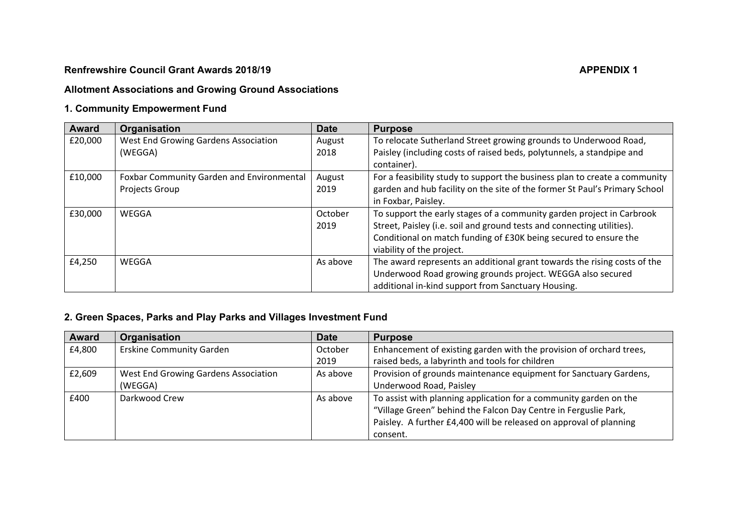**Renfrewshire Council Grant Awards 2018/19** **APPENDIX 1**

**Allotment Associations and Growing Ground Associations**

### 1. Community Empowerment Fund

| Award | Organisation | Date | Purpose |
|---|---|---|---|
| £20,000 | West End Growing Gardens Association (WEGGA) | August 2018 | To relocate Sutherland Street growing grounds to Underwood Road, Paisley (including costs of raised beds, polytunnels, a standpipe and container). |
| £10,000 | Foxbar Community Garden and Environmental Projects Group | August 2019 | For a feasibility study to support the business plan to create a community garden and hub facility on the site of the former St Paul's Primary School in Foxbar, Paisley. |
| £30,000 | WEGGA | October 2019 | To support the early stages of a community garden project in Carbrook Street, Paisley (i.e. soil and ground tests and connecting utilities). Conditional on match funding of £30K being secured to ensure the viability of the project. |
| £4,250 | WEGGA | As above | The award represents an additional grant towards the rising costs of the Underwood Road growing grounds project. WEGGA also secured additional in-kind support from Sanctuary Housing. |

### 2. Green Spaces, Parks and Play Parks and Villages Investment Fund

| Award | Organisation | Date | Purpose |
|---|---|---|---|
| £4,800 | Erskine Community Garden | October 2019 | Enhancement of existing garden with the provision of orchard trees, raised beds, a labyrinth and tools for children |
| £2,609 | West End Growing Gardens Association (WEGGA) | As above | Provision of grounds maintenance equipment for Sanctuary Gardens, Underwood Road, Paisley |
| £400 | Darkwood Crew | As above | To assist with planning application for a community garden on the "Village Green" behind the Falcon Day Centre in Ferguslie Park, Paisley. A further £4,400 will be released on approval of planning consent. |